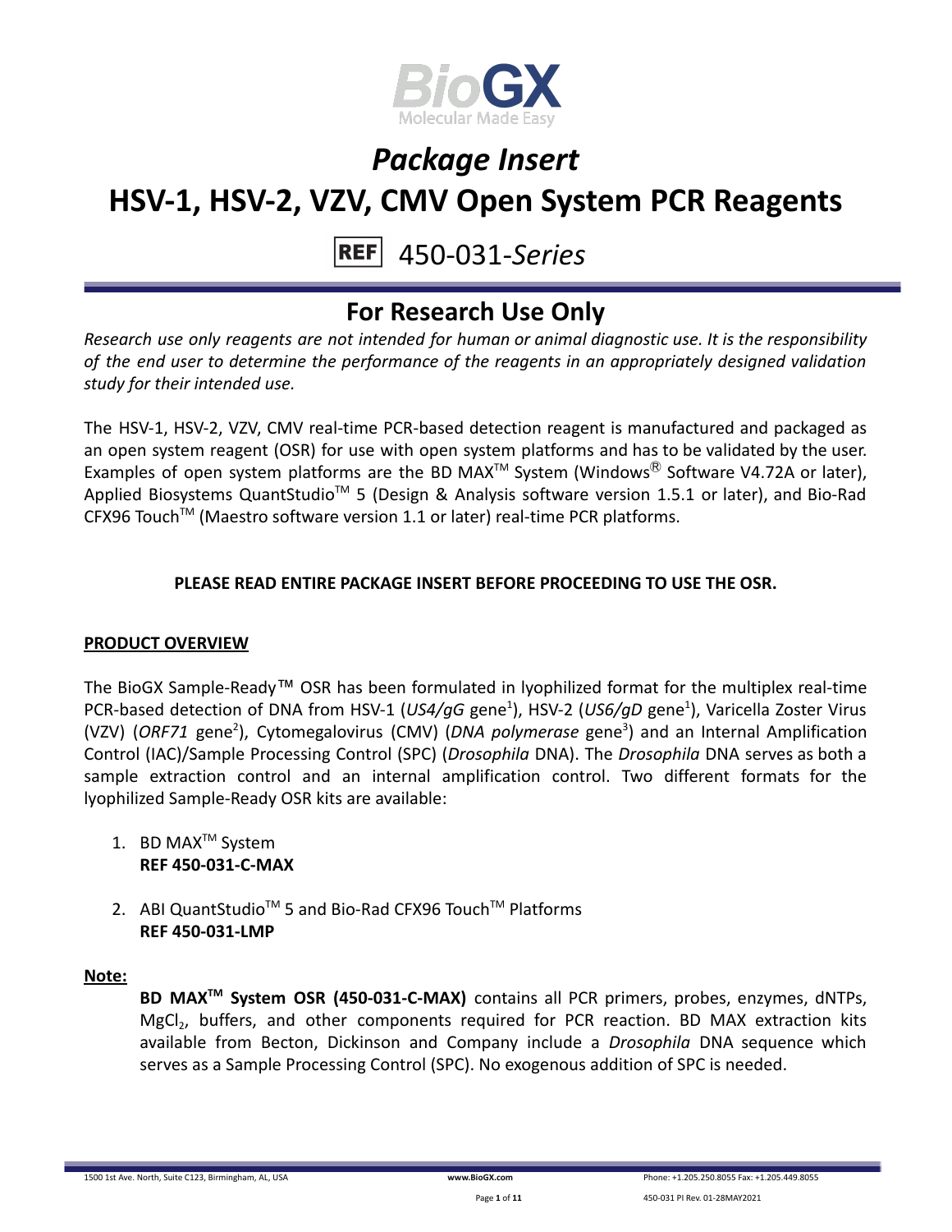# *Package Insert*

# HSV-1, HSV-2, VZV, CMV Open System PCR Reagents

REF 450-031-*Series*

## For Research Use Only

*Research use only reagents are not intended for human or animal diagnostic use. It is the responsibility of the end user to determine the performance of the reagents in an appropriately designed validation study for their intended use.*

The HSV-1, HSV-2, VZV, CMV real-time PCR-based detection reagent is manufactured and packaged as an open system reagent (OSR) for use with open system platforms and has to be validated by the user. Examples of open system platforms are the BD MAX™ System (Windows® Software V4.72A or later), Applied Biosystems QuantStudio™ 5 (Design & Analysis software version 1.5.1 or later), and Bio-Rad CFX96 Touch™ (Maestro software version 1.1 or later) real-time PCR platforms.

**PLEASE READ ENTIRE PACKAGE INSERT BEFORE PROCEEDING TO USE THE OSR.**

**PRODUCT OVERVIEW**

The BioGX Sample-Ready™ OSR has been formulated in lyophilized format for the multiplex real-time PCR-based detection of DNA from HSV-1 (*US4/gG* gene[1]), HSV-2 (*US6/gD* gene[1]), Varicella Zoster Virus (VZV) (*ORF71* gene[2]), Cytomegalovirus (CMV) (*DNA polymerase* gene[3]) and an Internal Amplification Control (IAC)/Sample Processing Control (SPC) (*Drosophila* DNA). The *Drosophila* DNA serves as both a sample extraction control and an internal amplification control. Two different formats for the lyophilized Sample-Ready OSR kits are available:

1. BD MAX™ System
   **REF 450-031-C-MAX**

2. ABI QuantStudio™ 5 and Bio-Rad CFX96 Touch™ Platforms
   **REF 450-031-LMP**

**Note:**

**BD MAX™ System OSR (450-031-C-MAX)** contains all PCR primers, probes, enzymes, dNTPs, $MgCl_2$, buffers, and other components required for PCR reaction. BD MAX extraction kits available from Becton, Dickinson and Company include a *Drosophila* DNA sequence which serves as a Sample Processing Control (SPC). No exogenous addition of SPC is needed.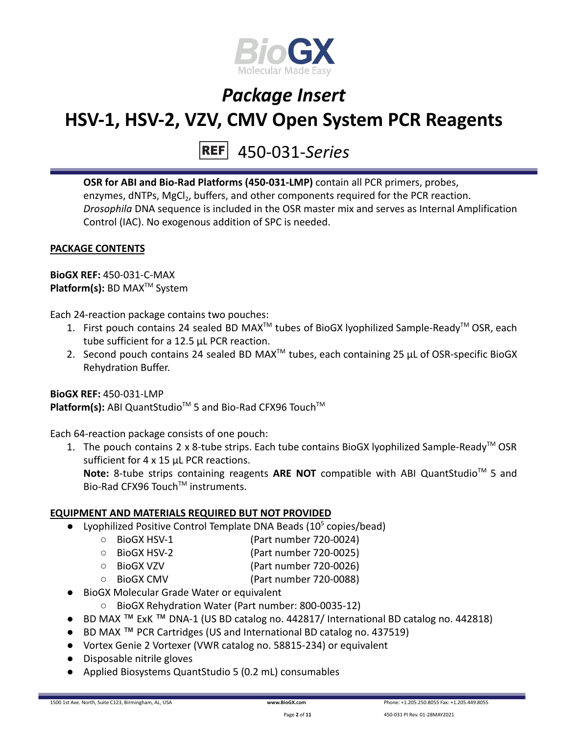**OSR for ABI and Bio-Rad Platforms (450-031-LMP)** contain all PCR primers, probes, enzymes, dNTPs, $MgCl_2$, buffers, and other components required for the PCR reaction. *Drosophila* DNA sequence is included in the OSR master mix and serves as Internal Amplification Control (IAC). No exogenous addition of SPC is needed.

## PACKAGE CONTENTS

**BioGX REF:** 450-031-C-MAX
**Platform(s):** BD MAX™ System

Each 24-reaction package contains two pouches:

1. First pouch contains 24 sealed BD MAX™ tubes of BioGX lyophilized Sample-Ready™ OSR, each tube sufficient for a 12.5 µL PCR reaction.
2. Second pouch contains 24 sealed BD MAX™ tubes, each containing 25 µL of OSR-specific BioGX Rehydration Buffer.

**BioGX REF:** 450-031-LMP
**Platform(s):** ABI QuantStudio™ 5 and Bio-Rad CFX96 Touch™

Each 64-reaction package consists of one pouch:

1. The pouch contains 2 x 8-tube strips. Each tube contains BioGX lyophilized Sample-Ready™ OSR sufficient for 4 x 15 µL PCR reactions.
   **Note:** 8-tube strips containing reagents **ARE NOT** compatible with ABI QuantStudio™ 5 and Bio-Rad CFX96 Touch™ instruments.

## EQUIPMENT AND MATERIALS REQUIRED BUT NOT PROVIDED

- Lyophilized Positive Control Template DNA Beads ($10^5$ copies/bead)
  - BioGX HSV-1 (Part number 720-0024)
  - BioGX HSV-2 (Part number 720-0025)
  - BioGX VZV (Part number 720-0026)
  - BioGX CMV (Part number 720-0088)
- BioGX Molecular Grade Water or equivalent
  - BioGX Rehydration Water (Part number: 800-0035-12)
- BD MAX ™ ExK ™ DNA-1 (US BD catalog no. 442817/ International BD catalog no. 442818)
- BD MAX ™ PCR Cartridges (US and International BD catalog no. 437519)
- Vortex Genie 2 Vortexer (VWR catalog no. 58815-234) or equivalent
- Disposable nitrile gloves
- Applied Biosystems QuantStudio 5 (0.2 mL) consumables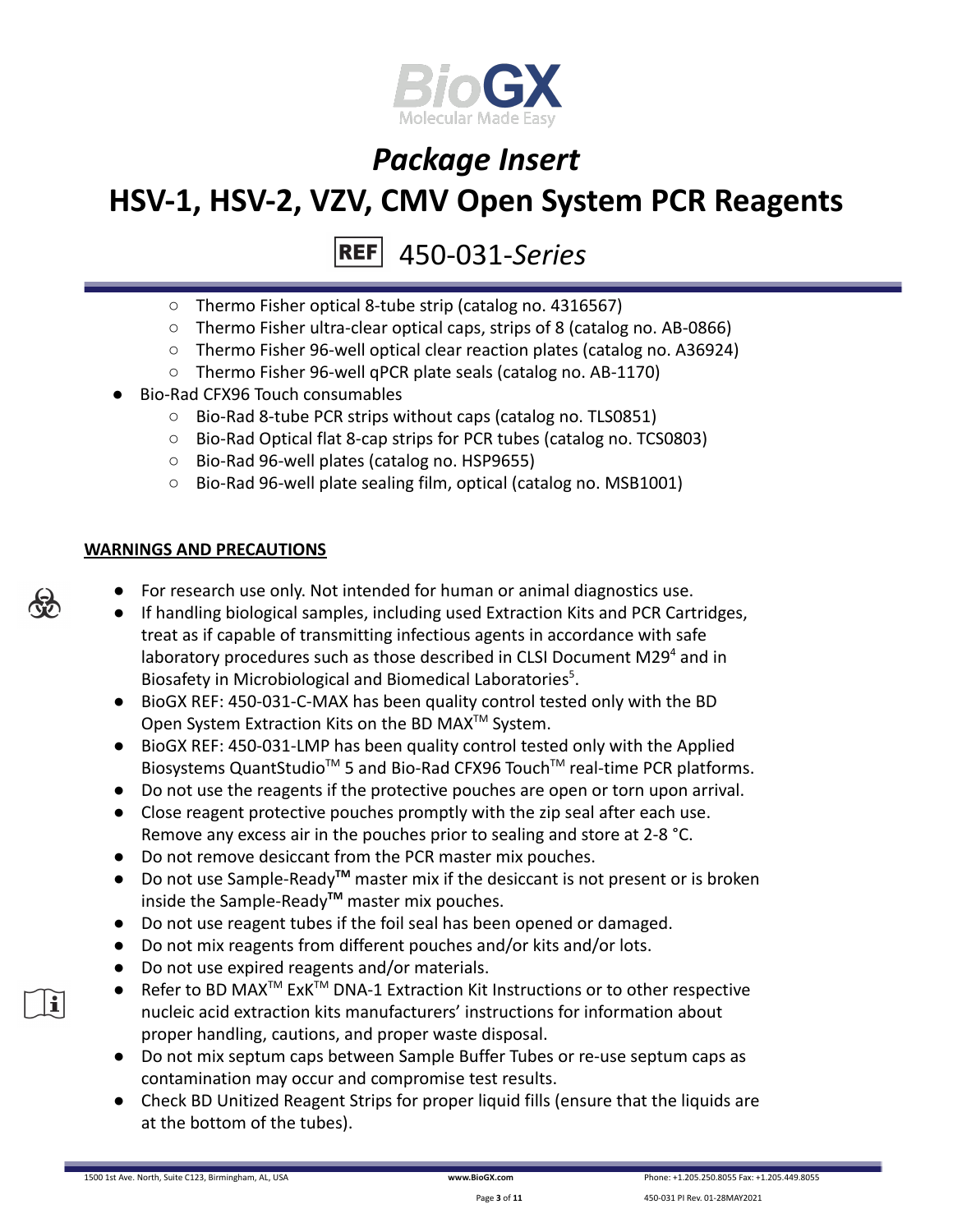- Thermo Fisher optical 8-tube strip (catalog no. 4316567)
- Thermo Fisher ultra-clear optical caps, strips of 8 (catalog no. AB-0866)
- Thermo Fisher 96-well optical clear reaction plates (catalog no. A36924)
- Thermo Fisher 96-well qPCR plate seals (catalog no. AB-1170)

- Bio-Rad CFX96 Touch consumables
  - Bio-Rad 8-tube PCR strips without caps (catalog no. TLS0851)
  - Bio-Rad Optical flat 8-cap strips for PCR tubes (catalog no. TCS0803)
  - Bio-Rad 96-well plates (catalog no. HSP9655)
  - Bio-Rad 96-well plate sealing film, optical (catalog no. MSB1001)

## WARNINGS AND PRECAUTIONS

- For research use only. Not intended for human or animal diagnostics use.
- If handling biological samples, including used Extraction Kits and PCR Cartridges, treat as if capable of transmitting infectious agents in accordance with safe laboratory procedures such as those described in CLSI Document M29[4] and in Biosafety in Microbiological and Biomedical Laboratories[5].
- BioGX REF: 450-031-C-MAX has been quality control tested only with the BD Open System Extraction Kits on the BD MAX™ System.
- BioGX REF: 450-031-LMP has been quality control tested only with the Applied Biosystems QuantStudio™ 5 and Bio-Rad CFX96 Touch™ real-time PCR platforms.
- Do not use the reagents if the protective pouches are open or torn upon arrival.
- Close reagent protective pouches promptly with the zip seal after each use. Remove any excess air in the pouches prior to sealing and store at 2-8 °C.
- Do not remove desiccant from the PCR master mix pouches.
- Do not use Sample-Ready™ master mix if the desiccant is not present or is broken inside the Sample-Ready™ master mix pouches.
- Do not use reagent tubes if the foil seal has been opened or damaged.
- Do not mix reagents from different pouches and/or kits and/or lots.
- Do not use expired reagents and/or materials.
- Refer to BD MAX™ ExK™ DNA-1 Extraction Kit Instructions or to other respective nucleic acid extraction kits manufacturers' instructions for information about proper handling, cautions, and proper waste disposal.
- Do not mix septum caps between Sample Buffer Tubes or re-use septum caps as contamination may occur and compromise test results.
- Check BD Unitized Reagent Strips for proper liquid fills (ensure that the liquids are at the bottom of the tubes).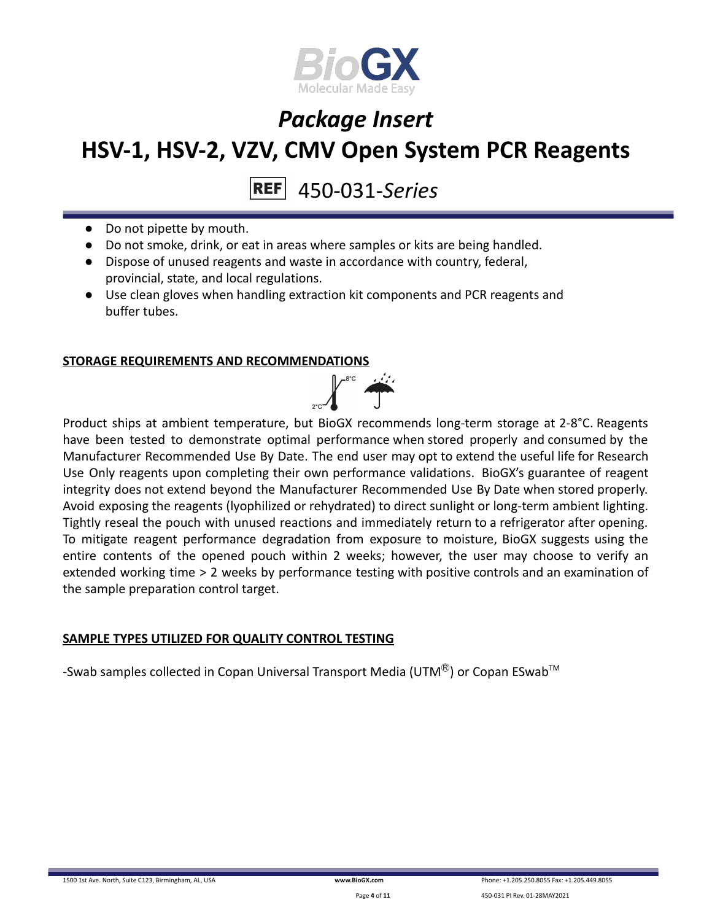- Do not pipette by mouth.
- Do not smoke, drink, or eat in areas where samples or kits are being handled.
- Dispose of unused reagents and waste in accordance with country, federal, provincial, state, and local regulations.
- Use clean gloves when handling extraction kit components and PCR reagents and buffer tubes.

## STORAGE REQUIREMENTS AND RECOMMENDATIONS

Product ships at ambient temperature, but BioGX recommends long-term storage at 2-8°C. Reagents have been tested to demonstrate optimal performance when stored properly and consumed by the Manufacturer Recommended Use By Date. The end user may opt to extend the useful life for Research Use Only reagents upon completing their own performance validations. BioGX's guarantee of reagent integrity does not extend beyond the Manufacturer Recommended Use By Date when stored properly. Avoid exposing the reagents (lyophilized or rehydrated) to direct sunlight or long-term ambient lighting. Tightly reseal the pouch with unused reactions and immediately return to a refrigerator after opening. To mitigate reagent performance degradation from exposure to moisture, BioGX suggests using the entire contents of the opened pouch within 2 weeks; however, the user may choose to verify an extended working time > 2 weeks by performance testing with positive controls and an examination of the sample preparation control target.

## SAMPLE TYPES UTILIZED FOR QUALITY CONTROL TESTING

-Swab samples collected in Copan Universal Transport Media (UTM®) or Copan ESwab™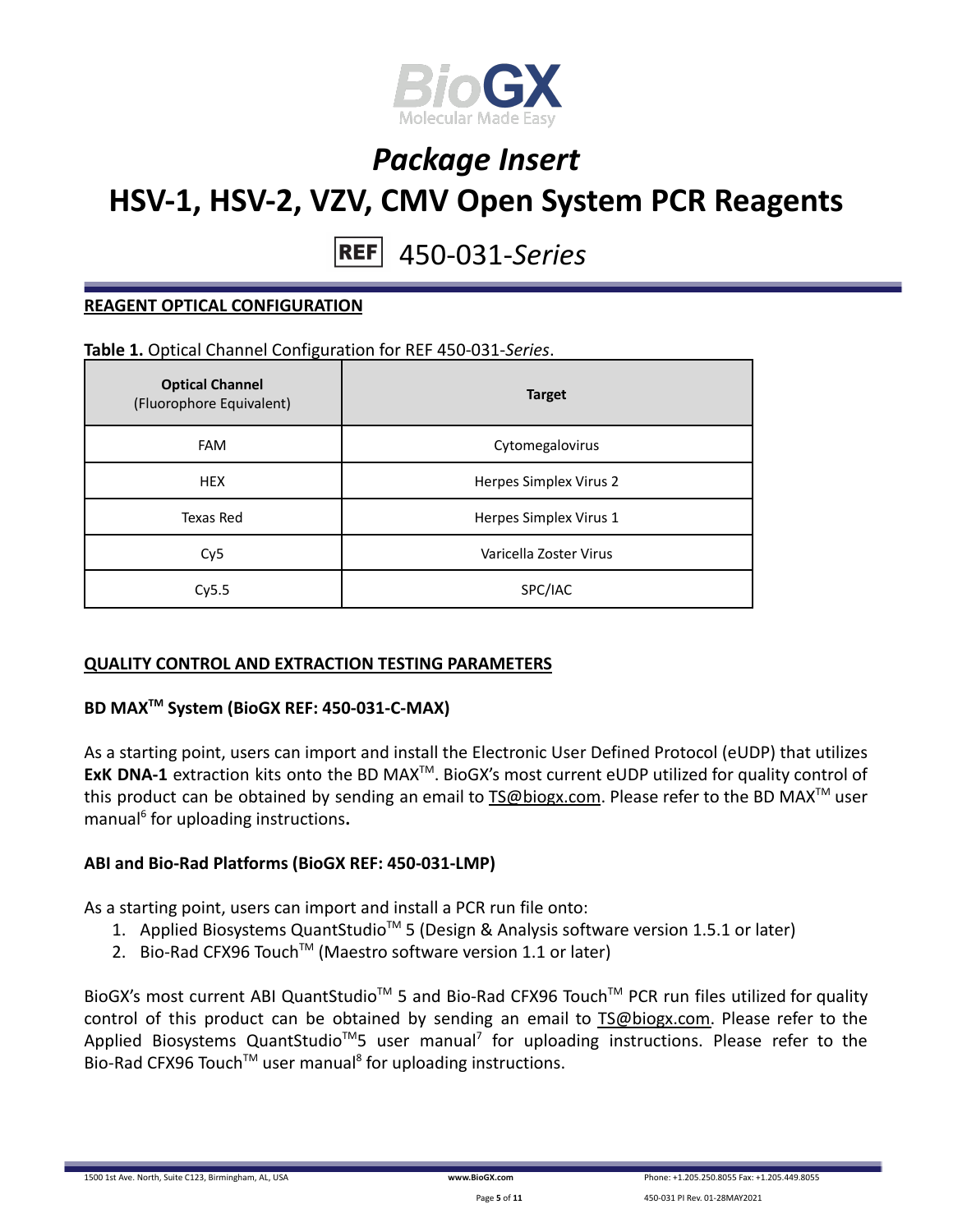# Package Insert

# HSV-1, HSV-2, VZV, CMV Open System PCR Reagents

REF 450-031-*Series*

## REAGENT OPTICAL CONFIGURATION

**Table 1.** Optical Channel Configuration for REF 450-031-*Series*.

| **Optical Channel** (Fluorophore Equivalent) | **Target** |
|---|---|
| FAM | Cytomegalovirus |
| HEX | Herpes Simplex Virus 2 |
| Texas Red | Herpes Simplex Virus 1 |
| Cy5 | Varicella Zoster Virus |
| Cy5.5 | SPC/IAC |

## QUALITY CONTROL AND EXTRACTION TESTING PARAMETERS

### BD MAX™ System (BioGX REF: 450-031-C-MAX)

As a starting point, users can import and install the Electronic User Defined Protocol (eUDP) that utilizes **ExK DNA-1** extraction kits onto the BD MAX™. BioGX's most current eUDP utilized for quality control of this product can be obtained by sending an email to TS@biogx.com. Please refer to the BD MAX™ user manual[6] for uploading instructions**.**

### ABI and Bio-Rad Platforms (BioGX REF: 450-031-LMP)

As a starting point, users can import and install a PCR run file onto:

1. Applied Biosystems QuantStudio™ 5 (Design & Analysis software version 1.5.1 or later)
2. Bio-Rad CFX96 Touch™ (Maestro software version 1.1 or later)

BioGX's most current ABI QuantStudio™ 5 and Bio-Rad CFX96 Touch™ PCR run files utilized for quality control of this product can be obtained by sending an email to TS@biogx.com. Please refer to the Applied Biosystems QuantStudio™5 user manual[7] for uploading instructions. Please refer to the Bio-Rad CFX96 Touch™ user manual[8] for uploading instructions.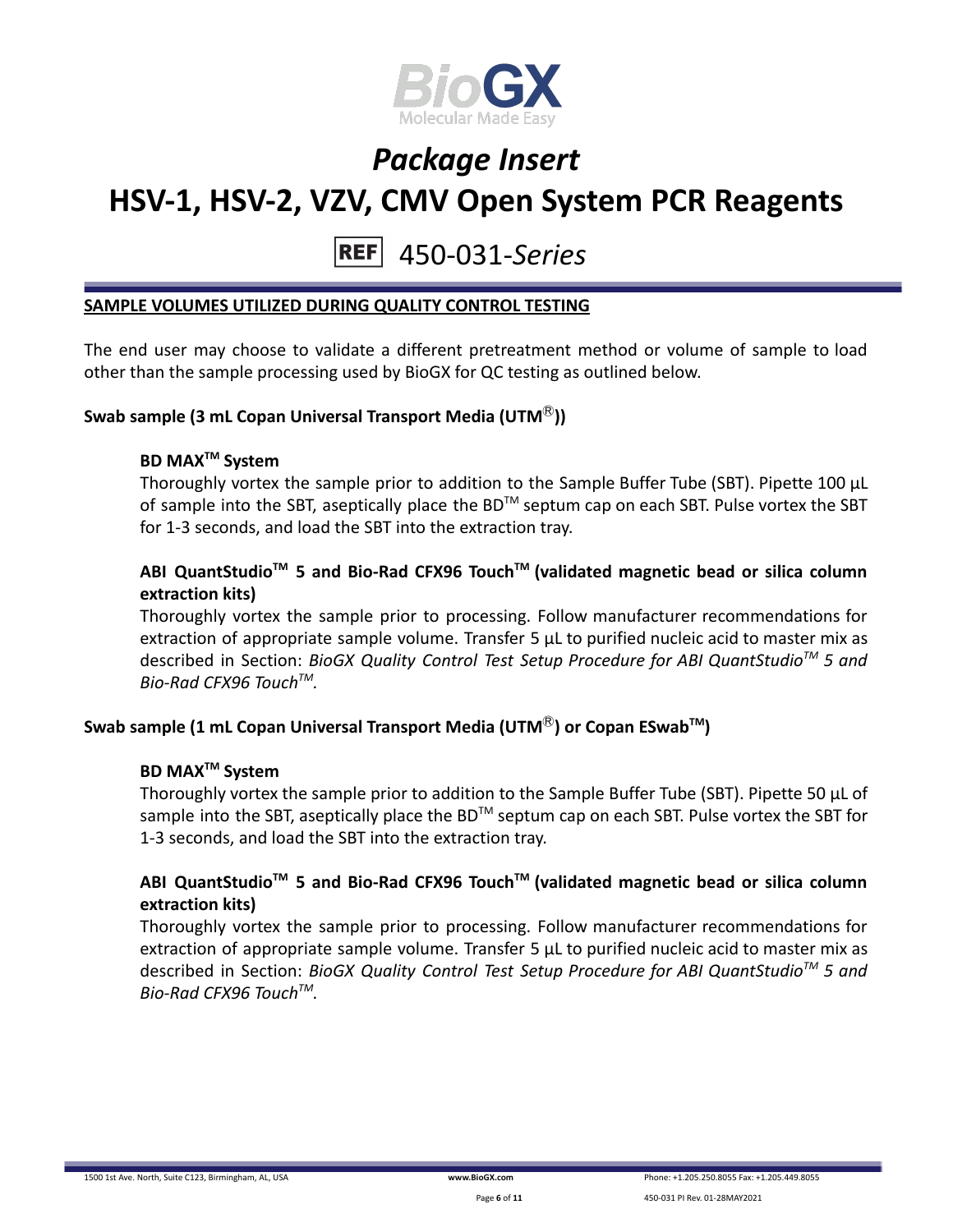# Package Insert

# HSV-1, HSV-2, VZV, CMV Open System PCR Reagents

REF 450-031-*Series*

## SAMPLE VOLUMES UTILIZED DURING QUALITY CONTROL TESTING

The end user may choose to validate a different pretreatment method or volume of sample to load other than the sample processing used by BioGX for QC testing as outlined below.

### Swab sample (3 mL Copan Universal Transport Media (UTM®))

#### BD MAX™ System

Thoroughly vortex the sample prior to addition to the Sample Buffer Tube (SBT). Pipette 100 µL of sample into the SBT, aseptically place the BD™ septum cap on each SBT. Pulse vortex the SBT for 1-3 seconds, and load the SBT into the extraction tray.

#### ABI QuantStudio™ 5 and Bio-Rad CFX96 Touch™ (validated magnetic bead or silica column extraction kits)

Thoroughly vortex the sample prior to processing. Follow manufacturer recommendations for extraction of appropriate sample volume. Transfer 5 µL to purified nucleic acid to master mix as described in Section: *BioGX Quality Control Test Setup Procedure for ABI QuantStudio™ 5 and Bio-Rad CFX96 Touch™.*

### Swab sample (1 mL Copan Universal Transport Media (UTM®) or Copan ESwab™)

#### BD MAX™ System

Thoroughly vortex the sample prior to addition to the Sample Buffer Tube (SBT). Pipette 50 µL of sample into the SBT, aseptically place the BD™ septum cap on each SBT. Pulse vortex the SBT for 1-3 seconds, and load the SBT into the extraction tray.

#### ABI QuantStudio™ 5 and Bio-Rad CFX96 Touch™ (validated magnetic bead or silica column extraction kits)

Thoroughly vortex the sample prior to processing. Follow manufacturer recommendations for extraction of appropriate sample volume. Transfer 5 µL to purified nucleic acid to master mix as described in Section: *BioGX Quality Control Test Setup Procedure for ABI QuantStudio™ 5 and Bio-Rad CFX96 Touch™.*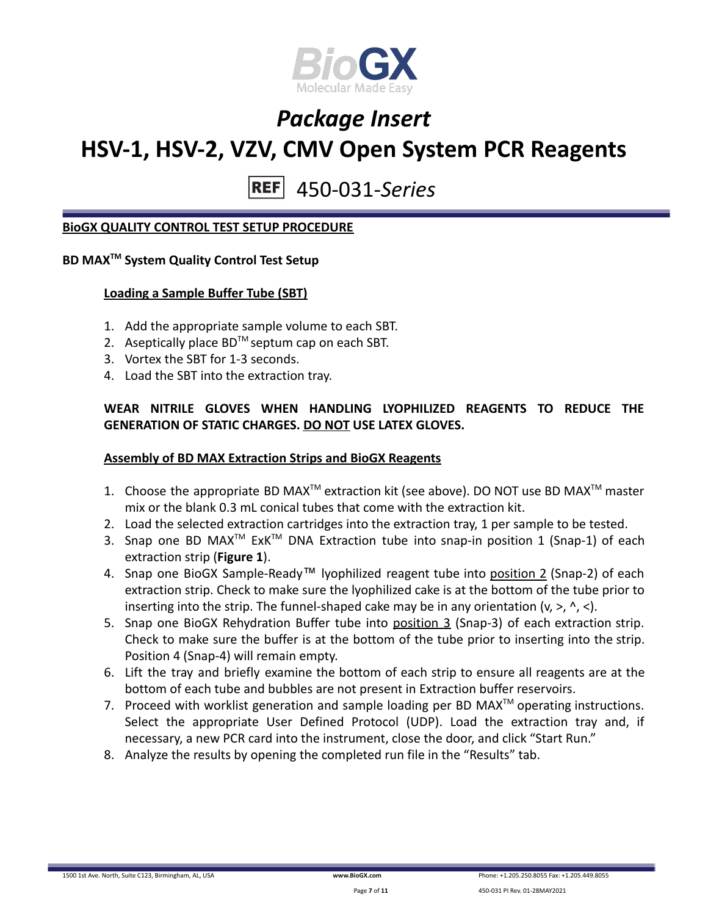## BioGX QUALITY CONTROL TEST SETUP PROCEDURE

### BD MAX™ System Quality Control Test Setup

#### Loading a Sample Buffer Tube (SBT)

1. Add the appropriate sample volume to each SBT.
2. Aseptically place BD™ septum cap on each SBT.
3. Vortex the SBT for 1-3 seconds.
4. Load the SBT into the extraction tray.

**WEAR NITRILE GLOVES WHEN HANDLING LYOPHILIZED REAGENTS TO REDUCE THE GENERATION OF STATIC CHARGES. DO NOT USE LATEX GLOVES.**

#### Assembly of BD MAX Extraction Strips and BioGX Reagents

1. Choose the appropriate BD MAX™ extraction kit (see above). DO NOT use BD MAX™ master mix or the blank 0.3 mL conical tubes that come with the extraction kit.
2. Load the selected extraction cartridges into the extraction tray, 1 per sample to be tested.
3. Snap one BD MAX™ ExK™ DNA Extraction tube into snap-in position 1 (Snap-1) of each extraction strip (**Figure 1**).
4. Snap one BioGX Sample-Ready™ lyophilized reagent tube into position 2 (Snap-2) of each extraction strip. Check to make sure the lyophilized cake is at the bottom of the tube prior to inserting into the strip. The funnel-shaped cake may be in any orientation (v, >, ^, <).
5. Snap one BioGX Rehydration Buffer tube into position 3 (Snap-3) of each extraction strip. Check to make sure the buffer is at the bottom of the tube prior to inserting into the strip. Position 4 (Snap-4) will remain empty.
6. Lift the tray and briefly examine the bottom of each strip to ensure all reagents are at the bottom of each tube and bubbles are not present in Extraction buffer reservoirs.
7. Proceed with worklist generation and sample loading per BD MAX™ operating instructions. Select the appropriate User Defined Protocol (UDP). Load the extraction tray and, if necessary, a new PCR card into the instrument, close the door, and click "Start Run."
8. Analyze the results by opening the completed run file in the "Results" tab.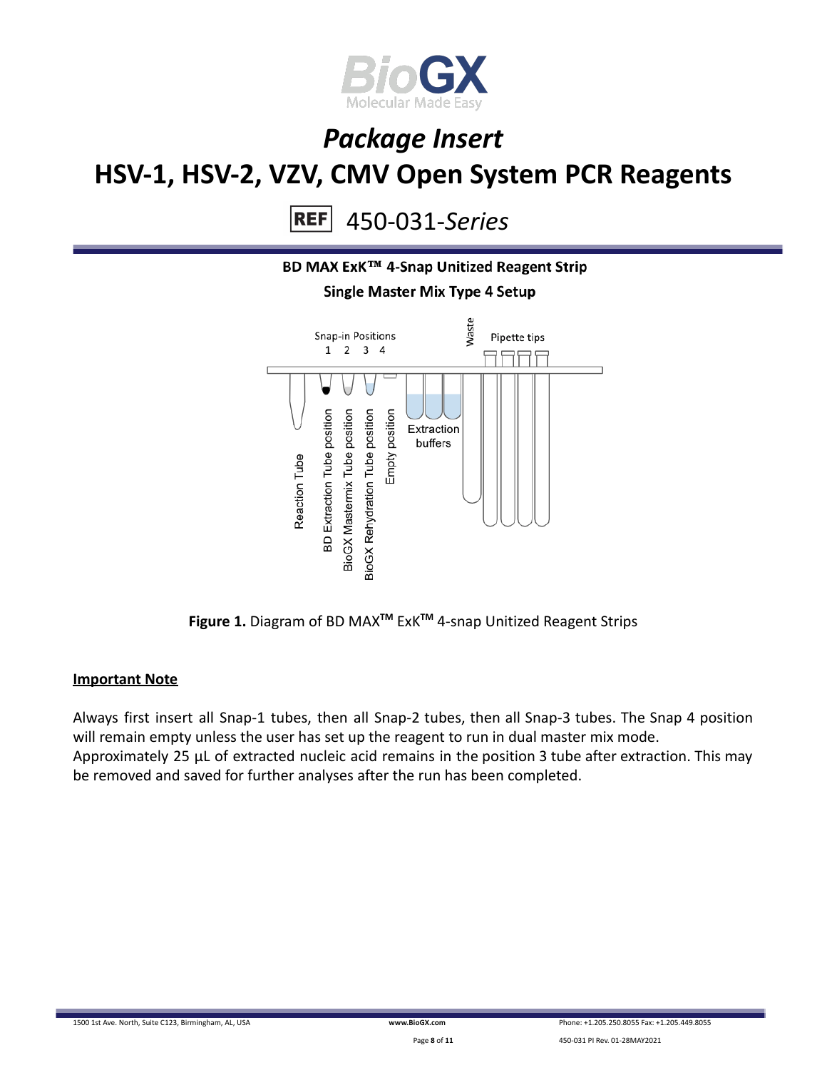# Package Insert

# HSV-1, HSV-2, VZV, CMV Open System PCR Reagents

REF 450-031-*Series*

**BD MAX ExK™ 4-Snap Unitized Reagent Strip**

**Single Master Mix Type 4 Setup**

Snap-in Positions
1 2 3 4

Waste

Pipette tips

Reaction Tube

BD Extraction Tube position

BioGX Mastermix Tube position

BioGX Rehydration Tube position

Empty position

Extraction buffers

**Figure 1.** Diagram of BD MAX™ ExK™ 4-snap Unitized Reagent Strips

**Important Note**

Always first insert all Snap-1 tubes, then all Snap-2 tubes, then all Snap-3 tubes. The Snap 4 position will remain empty unless the user has set up the reagent to run in dual master mix mode.
Approximately 25 µL of extracted nucleic acid remains in the position 3 tube after extraction. This may be removed and saved for further analyses after the run has been completed.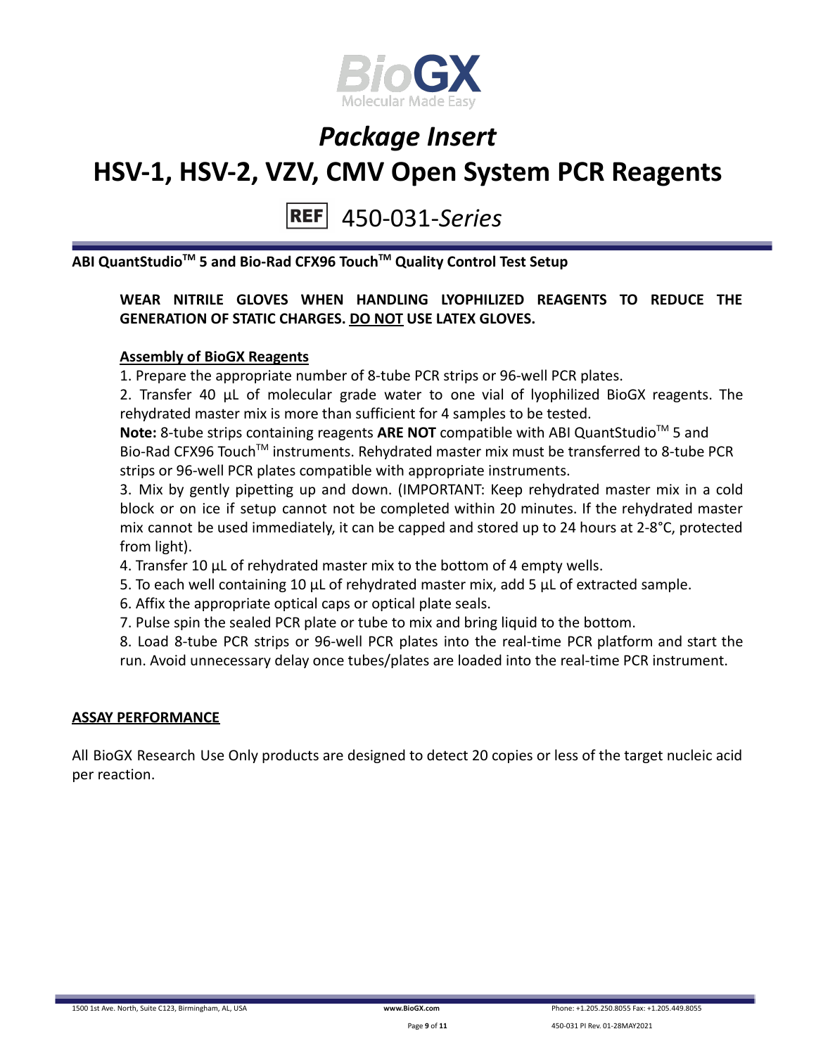**ABI QuantStudio™ 5 and Bio-Rad CFX96 Touch™ Quality Control Test Setup**

**WEAR NITRILE GLOVES WHEN HANDLING LYOPHILIZED REAGENTS TO REDUCE THE GENERATION OF STATIC CHARGES. DO NOT USE LATEX GLOVES.**

**Assembly of BioGX Reagents**

1. Prepare the appropriate number of 8-tube PCR strips or 96-well PCR plates.
2. Transfer 40 µL of molecular grade water to one vial of lyophilized BioGX reagents. The rehydrated master mix is more than sufficient for 4 samples to be tested.

**Note:** 8-tube strips containing reagents **ARE NOT** compatible with ABI QuantStudio™ 5 and Bio-Rad CFX96 Touch™ instruments. Rehydrated master mix must be transferred to 8-tube PCR strips or 96-well PCR plates compatible with appropriate instruments.

3. Mix by gently pipetting up and down. (IMPORTANT: Keep rehydrated master mix in a cold block or on ice if setup cannot not be completed within 20 minutes. If the rehydrated master mix cannot be used immediately, it can be capped and stored up to 24 hours at 2-8°C, protected from light).
4. Transfer 10 µL of rehydrated master mix to the bottom of 4 empty wells.
5. To each well containing 10 µL of rehydrated master mix, add 5 µL of extracted sample.
6. Affix the appropriate optical caps or optical plate seals.
7. Pulse spin the sealed PCR plate or tube to mix and bring liquid to the bottom.
8. Load 8-tube PCR strips or 96-well PCR plates into the real-time PCR platform and start the run. Avoid unnecessary delay once tubes/plates are loaded into the real-time PCR instrument.

## ASSAY PERFORMANCE

All BioGX Research Use Only products are designed to detect 20 copies or less of the target nucleic acid per reaction.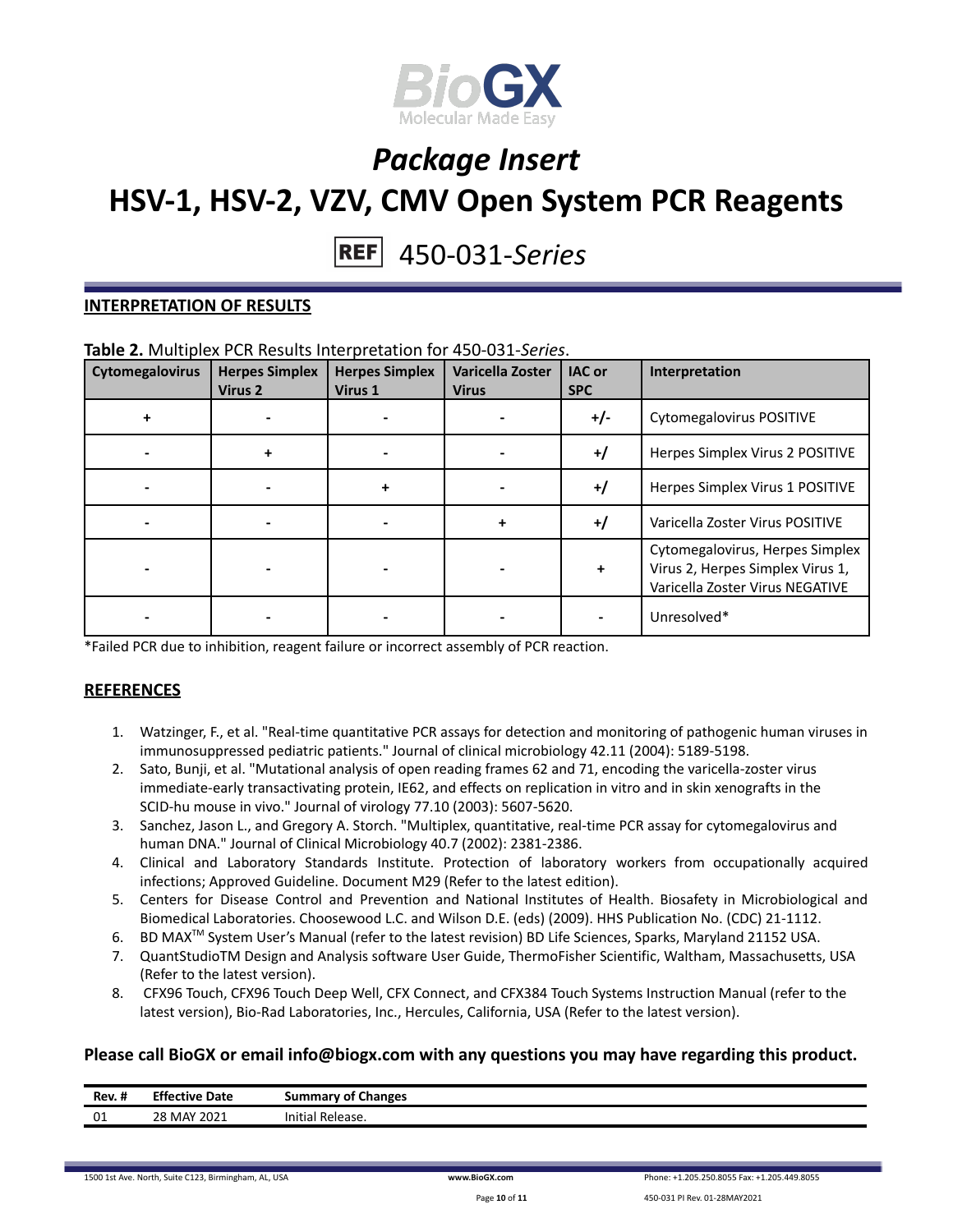# Package Insert

# HSV-1, HSV-2, VZV, CMV Open System PCR Reagents

REF 450-031-*Series*

## INTERPRETATION OF RESULTS

**Table 2.** Multiplex PCR Results Interpretation for 450-031-*Series*.

| Cytomegalovirus | Herpes Simplex Virus 2 | Herpes Simplex Virus 1 | Varicella Zoster Virus | IAC or SPC | Interpretation |
|---|---|---|---|---|---|
| + | - | - | - | +/- | Cytomegalovirus POSITIVE |
| - | + | - | - | +/ | Herpes Simplex Virus 2 POSITIVE |
| - | - | + | - | +/ | Herpes Simplex Virus 1 POSITIVE |
| - | - | - | + | +/ | Varicella Zoster Virus POSITIVE |
| - | - | - | - | + | Cytomegalovirus, Herpes Simplex Virus 2, Herpes Simplex Virus 1, Varicella Zoster Virus NEGATIVE |
| - | - | - | - | - | Unresolved* |

*Failed PCR due to inhibition, reagent failure or incorrect assembly of PCR reaction.

## REFERENCES

1. Watzinger, F., et al. "Real-time quantitative PCR assays for detection and monitoring of pathogenic human viruses in immunosuppressed pediatric patients." Journal of clinical microbiology 42.11 (2004): 5189-5198.
2. Sato, Bunji, et al. "Mutational analysis of open reading frames 62 and 71, encoding the varicella-zoster virus immediate-early transactivating protein, IE62, and effects on replication in vitro and in skin xenografts in the SCID-hu mouse in vivo." Journal of virology 77.10 (2003): 5607-5620.
3. Sanchez, Jason L., and Gregory A. Storch. "Multiplex, quantitative, real-time PCR assay for cytomegalovirus and human DNA." Journal of Clinical Microbiology 40.7 (2002): 2381-2386.
4. Clinical and Laboratory Standards Institute. Protection of laboratory workers from occupationally acquired infections; Approved Guideline. Document M29 (Refer to the latest edition).
5. Centers for Disease Control and Prevention and National Institutes of Health. Biosafety in Microbiological and Biomedical Laboratories. Choosewood L.C. and Wilson D.E. (eds) (2009). HHS Publication No. (CDC) 21-1112.
6. BD MAX™ System User's Manual (refer to the latest revision) BD Life Sciences, Sparks, Maryland 21152 USA.
7. QuantStudioTM Design and Analysis software User Guide, ThermoFisher Scientific, Waltham, Massachusetts, USA (Refer to the latest version).
8. CFX96 Touch, CFX96 Touch Deep Well, CFX Connect, and CFX384 Touch Systems Instruction Manual (refer to the latest version), Bio-Rad Laboratories, Inc., Hercules, California, USA (Refer to the latest version).

**Please call BioGX or email info@biogx.com with any questions you may have regarding this product.**

| Rev. # | Effective Date | Summary of Changes |
|---|---|---|
| 01 | 28 MAY 2021 | Initial Release. |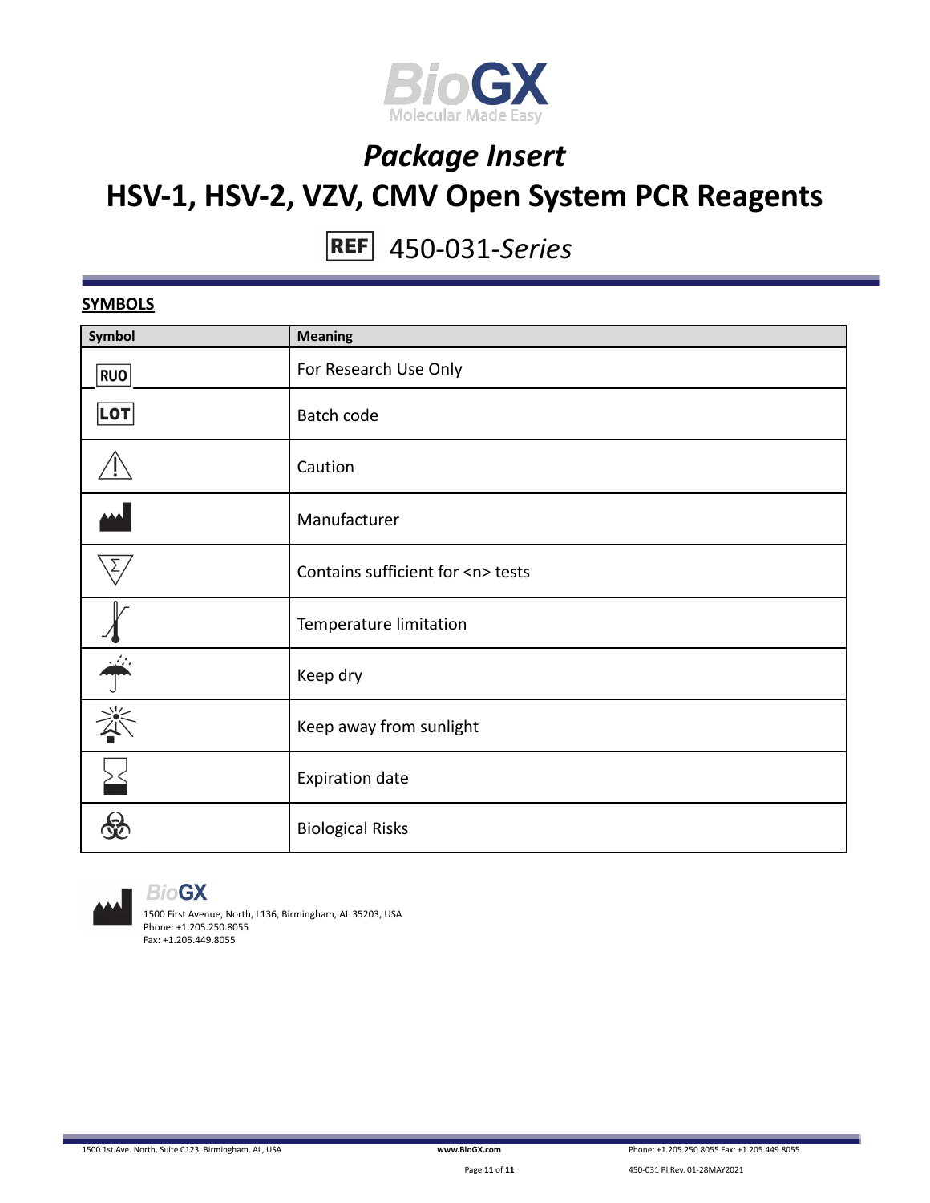# *Package Insert*

# HSV-1, HSV-2, VZV, CMV Open System PCR Reagents

REF 450-031-*Series*

## SYMBOLS

| Symbol | Meaning |
|---|---|
| RUO | For Research Use Only |
| LOT | Batch code |
| | Caution |
| | Manufacturer |
| | Contains sufficient for <n> tests |
| | Temperature limitation |
| | Keep dry |
| | Keep away from sunlight |
| | Expiration date |
| | Biological Risks |

BioGX
1500 First Avenue, North, L136, Birmingham, AL 35203, USA
Phone: +1.205.250.8055
Fax: +1.205.449.8055